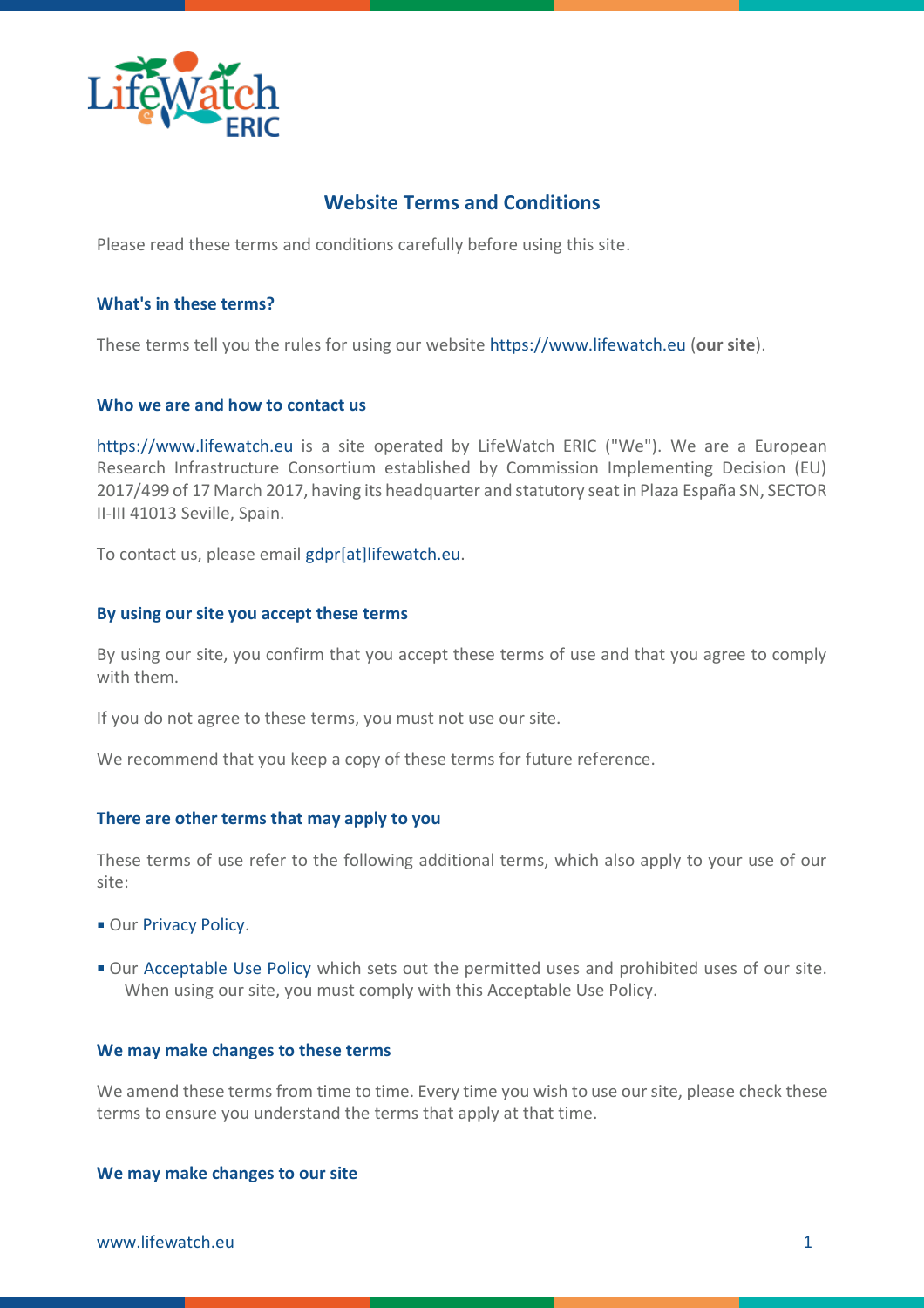# Website Terms and Conditions

Please read these terms and conditions carefully before using this site.

## What's in these terms?

These terms tell you the rules for using our website https://www.lifewatch.eu (**our site**).

## Who we are and how to contact us

https://www.lifewatch.eu is a site operated by LifeWatch ERIC ("We"). We are a European Research Infrastructure Consortium established by Commission Implementing Decision (EU) 2017/499 of 17 March 2017, having its headquarter and statutory seat in Plaza España SN, SECTOR II-III 41013 Seville, Spain.

To contact us, please email gdpr[at]lifewatch.eu.

## By using our site you accept these terms

By using our site, you confirm that you accept these terms of use and that you agree to comply with them.

If you do not agree to these terms, you must not use our site.

We recommend that you keep a copy of these terms for future reference.

## There are other terms that may apply to you

These terms of use refer to the following additional terms, which also apply to your use of our site:

- Our Privacy Policy.
- Our Acceptable Use Policy which sets out the permitted uses and prohibited uses of our site. When using our site, you must comply with this Acceptable Use Policy.

## We may make changes to these terms

We amend these terms from time to time. Every time you wish to use our site, please check these terms to ensure you understand the terms that apply at that time.

## We may make changes to our site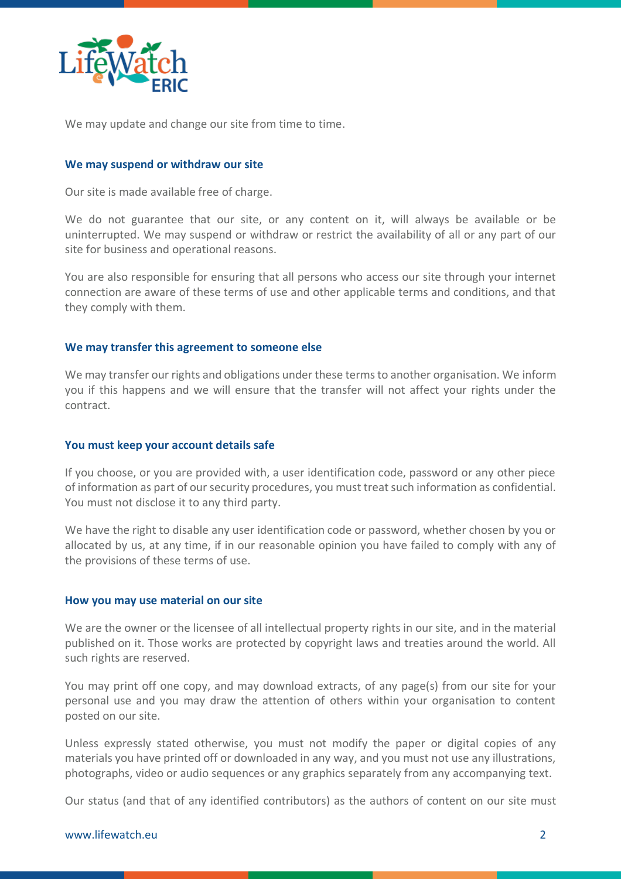We may update and change our site from time to time.

### We may suspend or withdraw our site

Our site is made available free of charge.

We do not guarantee that our site, or any content on it, will always be available or be uninterrupted. We may suspend or withdraw or restrict the availability of all or any part of our site for business and operational reasons.

You are also responsible for ensuring that all persons who access our site through your internet connection are aware of these terms of use and other applicable terms and conditions, and that they comply with them.

### We may transfer this agreement to someone else

We may transfer our rights and obligations under these terms to another organisation. We inform you if this happens and we will ensure that the transfer will not affect your rights under the contract.

### You must keep your account details safe

If you choose, or you are provided with, a user identification code, password or any other piece of information as part of our security procedures, you must treat such information as confidential. You must not disclose it to any third party.

We have the right to disable any user identification code or password, whether chosen by you or allocated by us, at any time, if in our reasonable opinion you have failed to comply with any of the provisions of these terms of use.

### How you may use material on our site

We are the owner or the licensee of all intellectual property rights in our site, and in the material published on it. Those works are protected by copyright laws and treaties around the world. All such rights are reserved.

You may print off one copy, and may download extracts, of any page(s) from our site for your personal use and you may draw the attention of others within your organisation to content posted on our site.

Unless expressly stated otherwise, you must not modify the paper or digital copies of any materials you have printed off or downloaded in any way, and you must not use any illustrations, photographs, video or audio sequences or any graphics separately from any accompanying text.

Our status (and that of any identified contributors) as the authors of content on our site must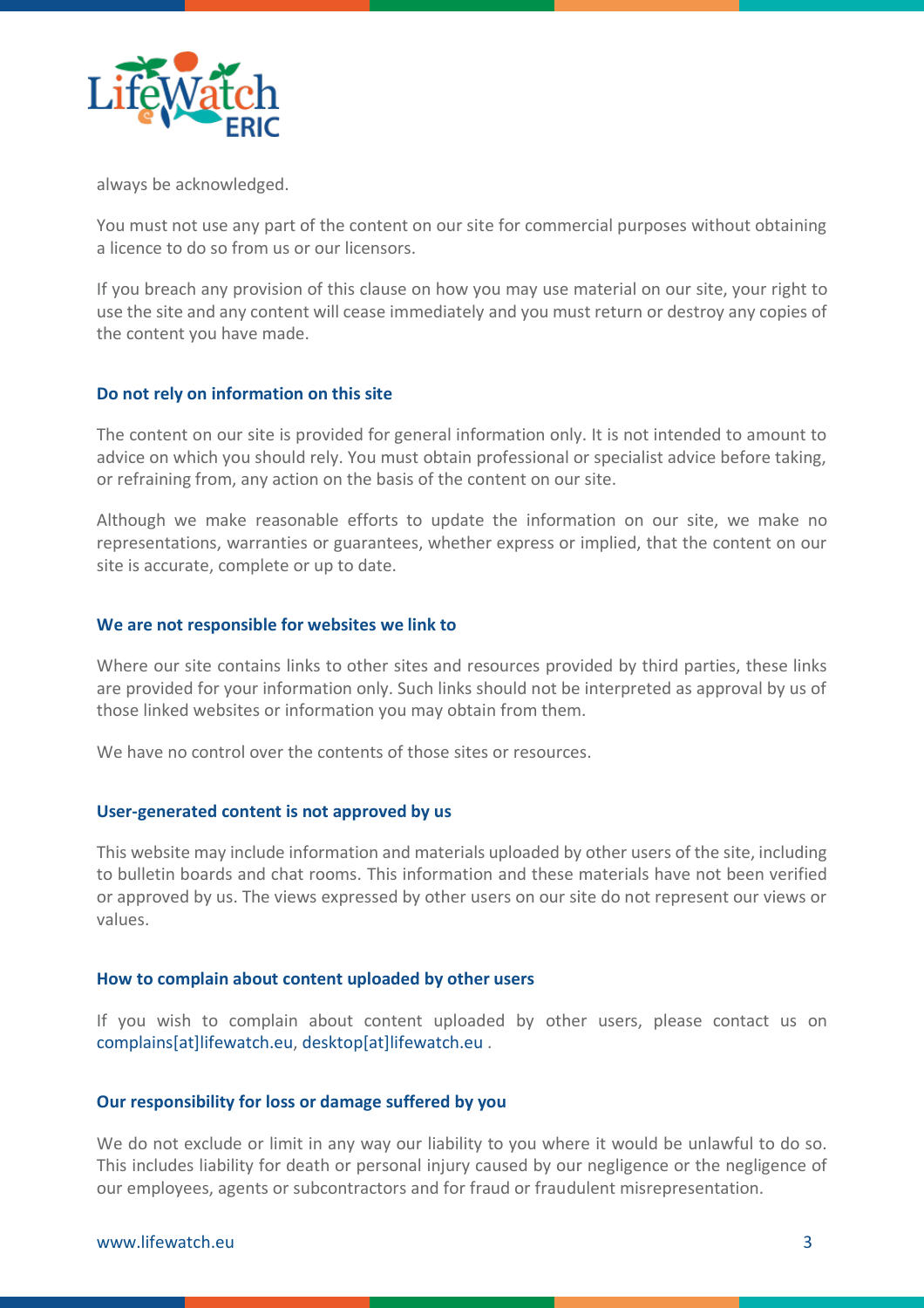always be acknowledged.

You must not use any part of the content on our site for commercial purposes without obtaining a licence to do so from us or our licensors.

If you breach any provision of this clause on how you may use material on our site, your right to use the site and any content will cease immediately and you must return or destroy any copies of the content you have made.

### Do not rely on information on this site

The content on our site is provided for general information only. It is not intended to amount to advice on which you should rely. You must obtain professional or specialist advice before taking, or refraining from, any action on the basis of the content on our site.

Although we make reasonable efforts to update the information on our site, we make no representations, warranties or guarantees, whether express or implied, that the content on our site is accurate, complete or up to date.

### We are not responsible for websites we link to

Where our site contains links to other sites and resources provided by third parties, these links are provided for your information only. Such links should not be interpreted as approval by us of those linked websites or information you may obtain from them.

We have no control over the contents of those sites or resources.

### User-generated content is not approved by us

This website may include information and materials uploaded by other users of the site, including to bulletin boards and chat rooms. This information and these materials have not been verified or approved by us. The views expressed by other users on our site do not represent our views or values.

### How to complain about content uploaded by other users

If you wish to complain about content uploaded by other users, please contact us on complains[at]lifewatch.eu, desktop[at]lifewatch.eu .

### Our responsibility for loss or damage suffered by you

We do not exclude or limit in any way our liability to you where it would be unlawful to do so. This includes liability for death or personal injury caused by our negligence or the negligence of our employees, agents or subcontractors and for fraud or fraudulent misrepresentation.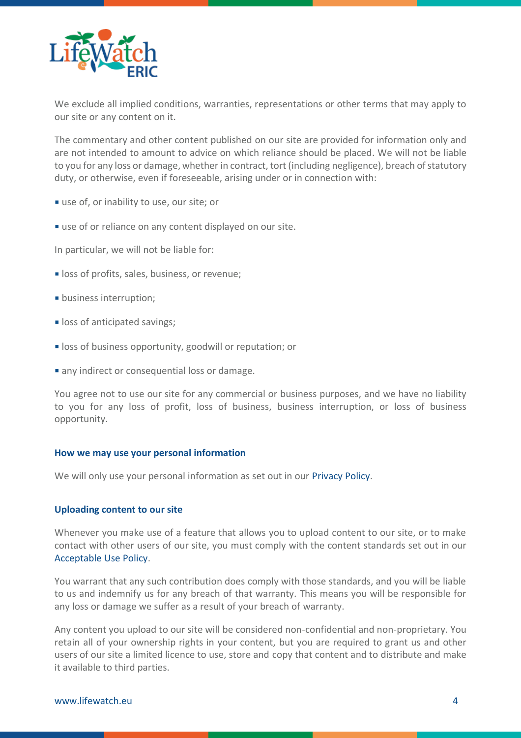We exclude all implied conditions, warranties, representations or other terms that may apply to our site or any content on it.

The commentary and other content published on our site are provided for information only and are not intended to amount to advice on which reliance should be placed. We will not be liable to you for any loss or damage, whether in contract, tort (including negligence), breach of statutory duty, or otherwise, even if foreseeable, arising under or in connection with:

- use of, or inability to use, our site; or
- use of or reliance on any content displayed on our site.

In particular, we will not be liable for:

- loss of profits, sales, business, or revenue;
- business interruption;
- loss of anticipated savings;
- loss of business opportunity, goodwill or reputation; or
- any indirect or consequential loss or damage.

You agree not to use our site for any commercial or business purposes, and we have no liability to you for any loss of profit, loss of business, business interruption, or loss of business opportunity.

**How we may use your personal information**

We will only use your personal information as set out in our Privacy Policy.

**Uploading content to our site**

Whenever you make use of a feature that allows you to upload content to our site, or to make contact with other users of our site, you must comply with the content standards set out in our Acceptable Use Policy.

You warrant that any such contribution does comply with those standards, and you will be liable to us and indemnify us for any breach of that warranty. This means you will be responsible for any loss or damage we suffer as a result of your breach of warranty.

Any content you upload to our site will be considered non-confidential and non-proprietary. You retain all of your ownership rights in your content, but you are required to grant us and other users of our site a limited licence to use, store and copy that content and to distribute and make it available to third parties.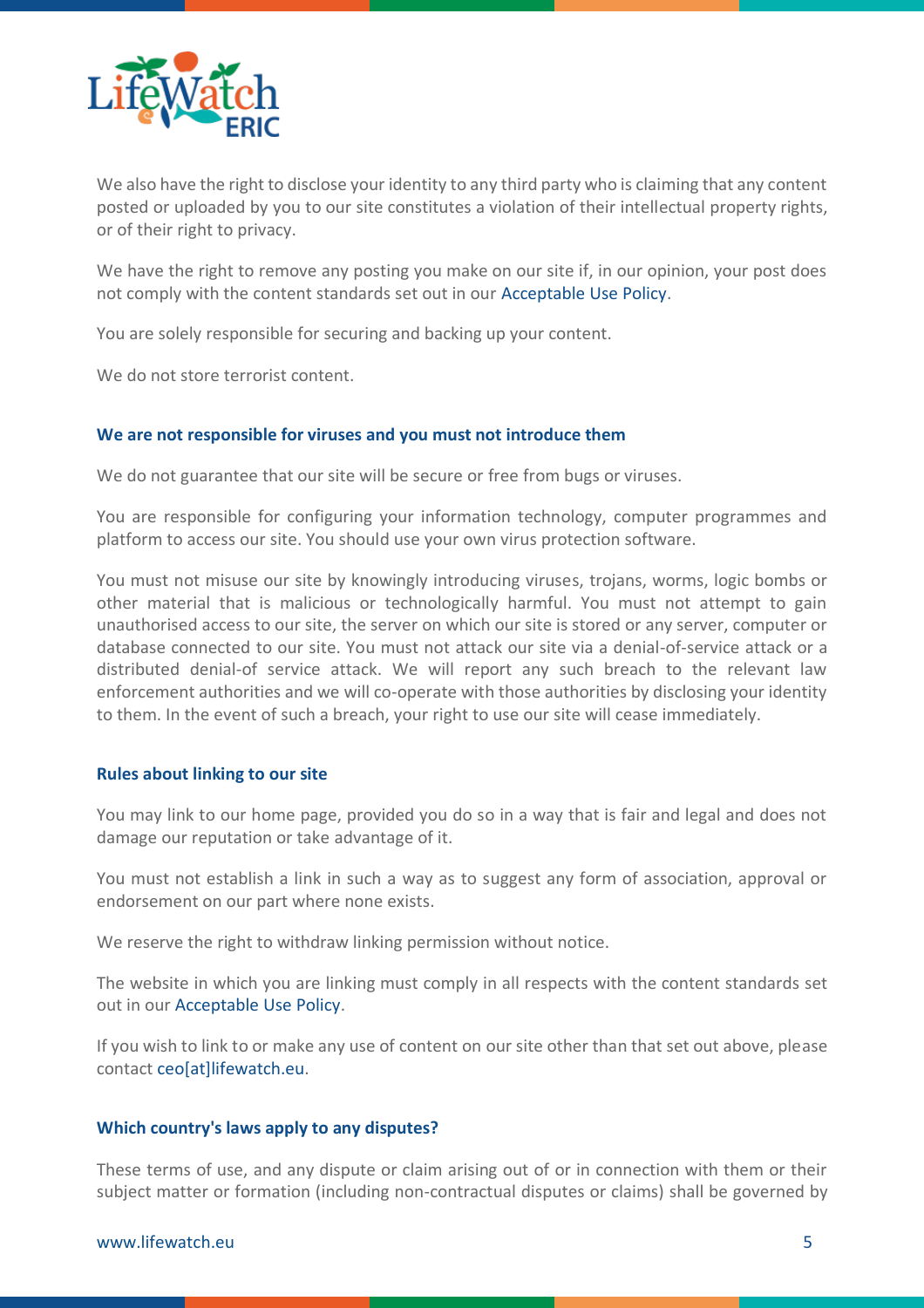We also have the right to disclose your identity to any third party who is claiming that any content posted or uploaded by you to our site constitutes a violation of their intellectual property rights, or of their right to privacy.

We have the right to remove any posting you make on our site if, in our opinion, your post does not comply with the content standards set out in our Acceptable Use Policy.

You are solely responsible for securing and backing up your content.

We do not store terrorist content.

### We are not responsible for viruses and you must not introduce them

We do not guarantee that our site will be secure or free from bugs or viruses.

You are responsible for configuring your information technology, computer programmes and platform to access our site. You should use your own virus protection software.

You must not misuse our site by knowingly introducing viruses, trojans, worms, logic bombs or other material that is malicious or technologically harmful. You must not attempt to gain unauthorised access to our site, the server on which our site is stored or any server, computer or database connected to our site. You must not attack our site via a denial-of-service attack or a distributed denial-of service attack. We will report any such breach to the relevant law enforcement authorities and we will co-operate with those authorities by disclosing your identity to them. In the event of such a breach, your right to use our site will cease immediately.

### Rules about linking to our site

You may link to our home page, provided you do so in a way that is fair and legal and does not damage our reputation or take advantage of it.

You must not establish a link in such a way as to suggest any form of association, approval or endorsement on our part where none exists.

We reserve the right to withdraw linking permission without notice.

The website in which you are linking must comply in all respects with the content standards set out in our Acceptable Use Policy.

If you wish to link to or make any use of content on our site other than that set out above, please contact ceo[at]lifewatch.eu.

### Which country's laws apply to any disputes?

These terms of use, and any dispute or claim arising out of or in connection with them or their subject matter or formation (including non-contractual disputes or claims) shall be governed by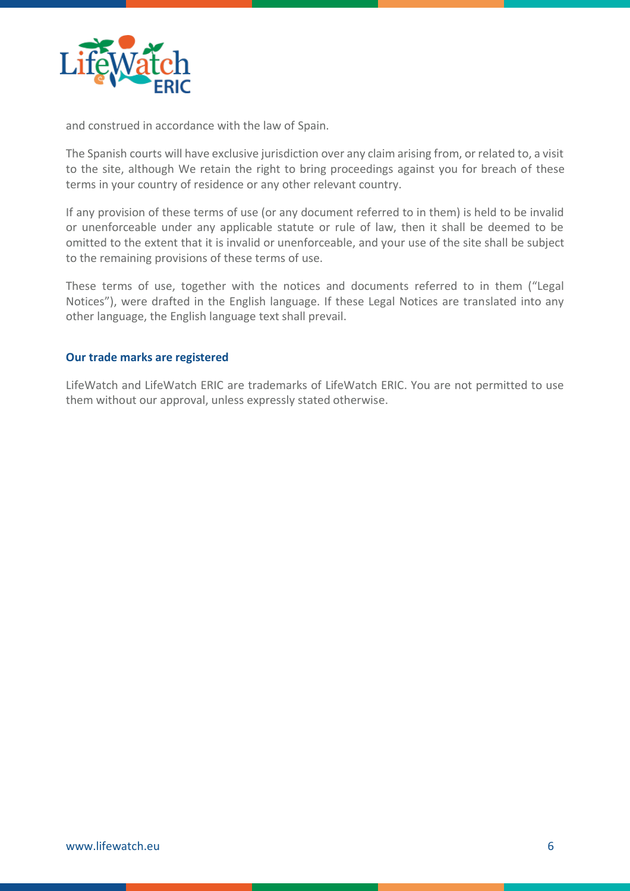and construed in accordance with the law of Spain.

The Spanish courts will have exclusive jurisdiction over any claim arising from, or related to, a visit to the site, although We retain the right to bring proceedings against you for breach of these terms in your country of residence or any other relevant country.

If any provision of these terms of use (or any document referred to in them) is held to be invalid or unenforceable under any applicable statute or rule of law, then it shall be deemed to be omitted to the extent that it is invalid or unenforceable, and your use of the site shall be subject to the remaining provisions of these terms of use.

These terms of use, together with the notices and documents referred to in them ("Legal Notices"), were drafted in the English language. If these Legal Notices are translated into any other language, the English language text shall prevail.

**Our trade marks are registered**

LifeWatch and LifeWatch ERIC are trademarks of LifeWatch ERIC. You are not permitted to use them without our approval, unless expressly stated otherwise.